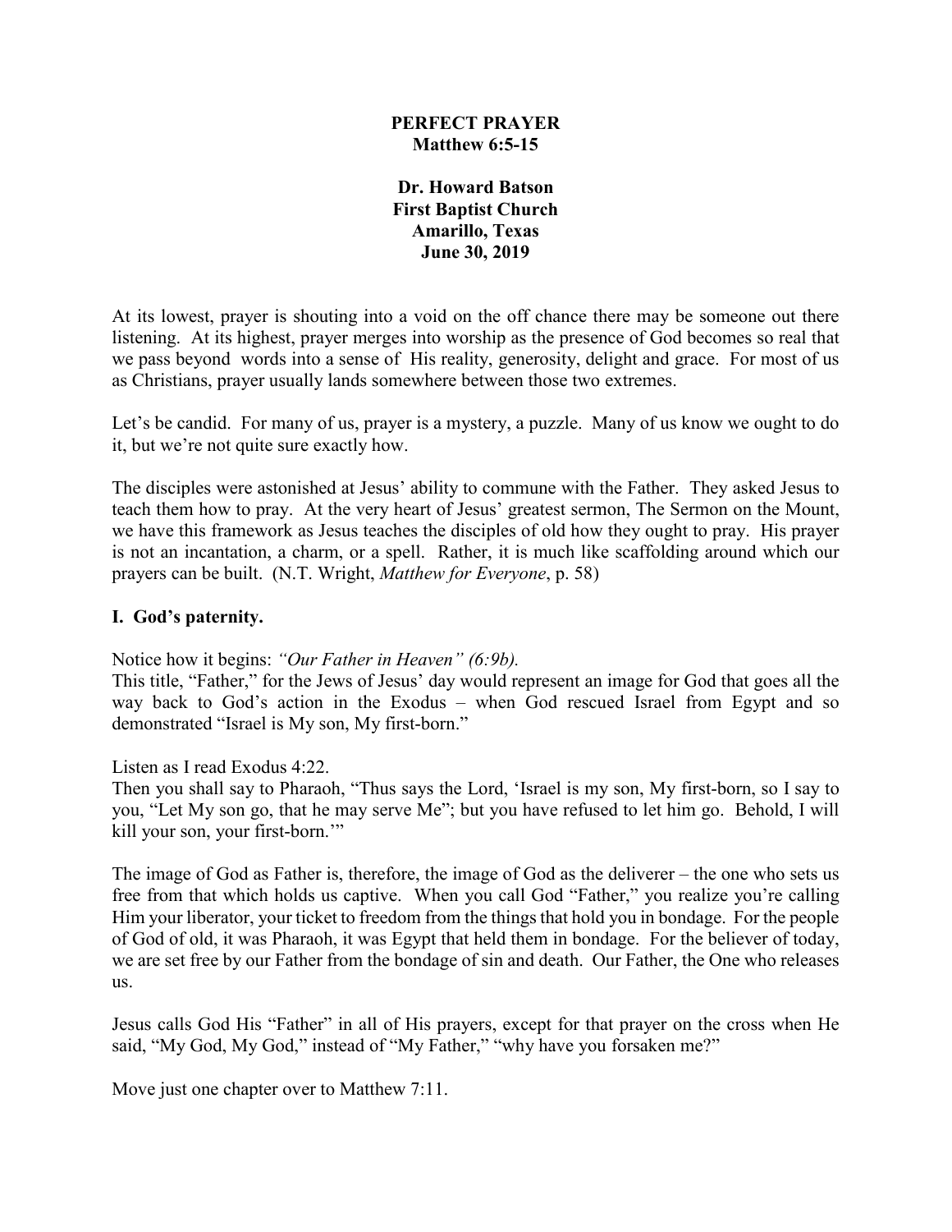**PERFECT PRAYER**
**Matthew 6:5-15**

**Dr. Howard Batson**
**First Baptist Church**
**Amarillo, Texas**
**June 30, 2019**

At its lowest, prayer is shouting into a void on the off chance there may be someone out there listening. At its highest, prayer merges into worship as the presence of God becomes so real that we pass beyond words into a sense of His reality, generosity, delight and grace. For most of us as Christians, prayer usually lands somewhere between those two extremes.

Let's be candid. For many of us, prayer is a mystery, a puzzle. Many of us know we ought to do it, but we're not quite sure exactly how.

The disciples were astonished at Jesus' ability to commune with the Father. They asked Jesus to teach them how to pray. At the very heart of Jesus' greatest sermon, The Sermon on the Mount, we have this framework as Jesus teaches the disciples of old how they ought to pray. His prayer is not an incantation, a charm, or a spell. Rather, it is much like scaffolding around which our prayers can be built. (N.T. Wright, *Matthew for Everyone*, p. 58)

## I. God's paternity.

Notice how it begins: *"Our Father in Heaven" (6:9b).*
This title, "Father," for the Jews of Jesus' day would represent an image for God that goes all the way back to God's action in the Exodus – when God rescued Israel from Egypt and so demonstrated "Israel is My son, My first-born."

Listen as I read Exodus 4:22.
Then you shall say to Pharaoh, "Thus says the Lord, 'Israel is my son, My first-born, so I say to you, "Let My son go, that he may serve Me"; but you have refused to let him go. Behold, I will kill your son, your first-born.'"

The image of God as Father is, therefore, the image of God as the deliverer – the one who sets us free from that which holds us captive. When you call God "Father," you realize you're calling Him your liberator, your ticket to freedom from the things that hold you in bondage. For the people of God of old, it was Pharaoh, it was Egypt that held them in bondage. For the believer of today, we are set free by our Father from the bondage of sin and death. Our Father, the One who releases us.

Jesus calls God His "Father" in all of His prayers, except for that prayer on the cross when He said, "My God, My God," instead of "My Father," "why have you forsaken me?"

Move just one chapter over to Matthew 7:11.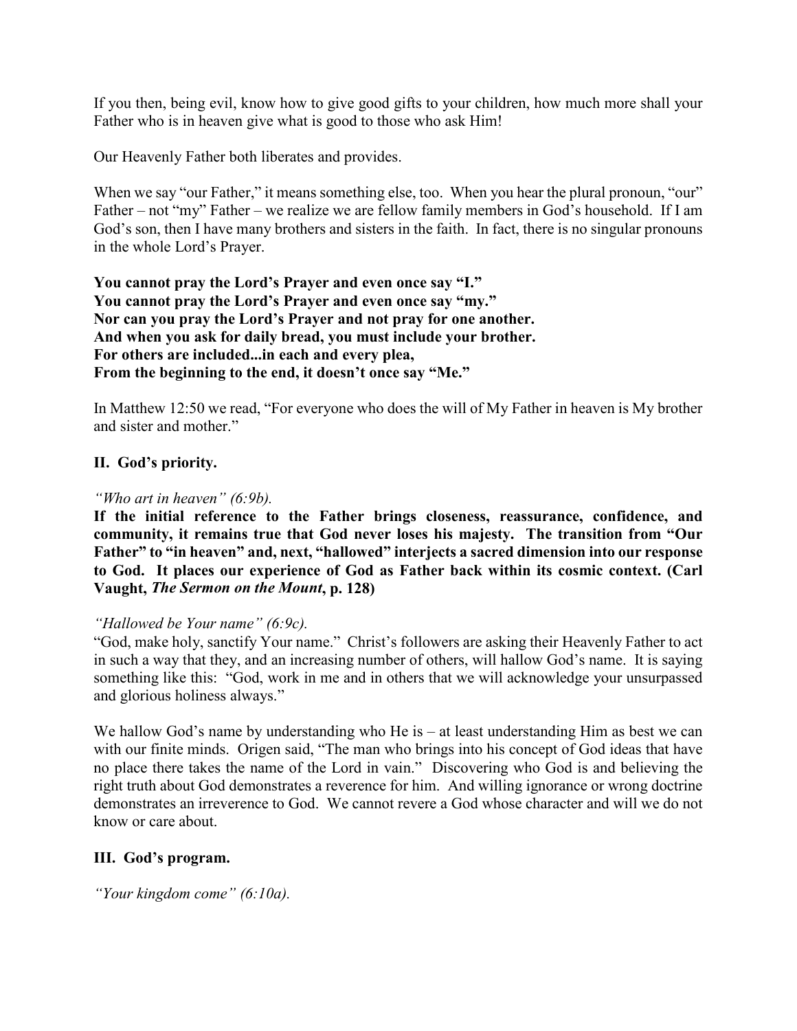If you then, being evil, know how to give good gifts to your children, how much more shall your Father who is in heaven give what is good to those who ask Him!

Our Heavenly Father both liberates and provides.

When we say "our Father," it means something else, too. When you hear the plural pronoun, "our" Father – not "my" Father – we realize we are fellow family members in God's household. If I am God's son, then I have many brothers and sisters in the faith. In fact, there is no singular pronouns in the whole Lord's Prayer.

**You cannot pray the Lord's Prayer and even once say "I."**
**You cannot pray the Lord's Prayer and even once say "my."**
**Nor can you pray the Lord's Prayer and not pray for one another.**
**And when you ask for daily bread, you must include your brother.**
**For others are included...in each and every plea,**
**From the beginning to the end, it doesn't once say "Me."**

In Matthew 12:50 we read, "For everyone who does the will of My Father in heaven is My brother and sister and mother."

## II. God's priority.

*"Who art in heaven" (6:9b).*
**If the initial reference to the Father brings closeness, reassurance, confidence, and community, it remains true that God never loses his majesty. The transition from "Our Father" to "in heaven" and, next, "hallowed" interjects a sacred dimension into our response to God. It places our experience of God as Father back within its cosmic context. (Carl Vaught, *The Sermon on the Mount*, p. 128)**

*"Hallowed be Your name" (6:9c).*
"God, make holy, sanctify Your name." Christ's followers are asking their Heavenly Father to act in such a way that they, and an increasing number of others, will hallow God's name. It is saying something like this: "God, work in me and in others that we will acknowledge your unsurpassed and glorious holiness always."

We hallow God's name by understanding who He is – at least understanding Him as best we can with our finite minds. Origen said, "The man who brings into his concept of God ideas that have no place there takes the name of the Lord in vain." Discovering who God is and believing the right truth about God demonstrates a reverence for him. And willing ignorance or wrong doctrine demonstrates an irreverence to God. We cannot revere a God whose character and will we do not know or care about.

## III. God's program.

*"Your kingdom come" (6:10a).*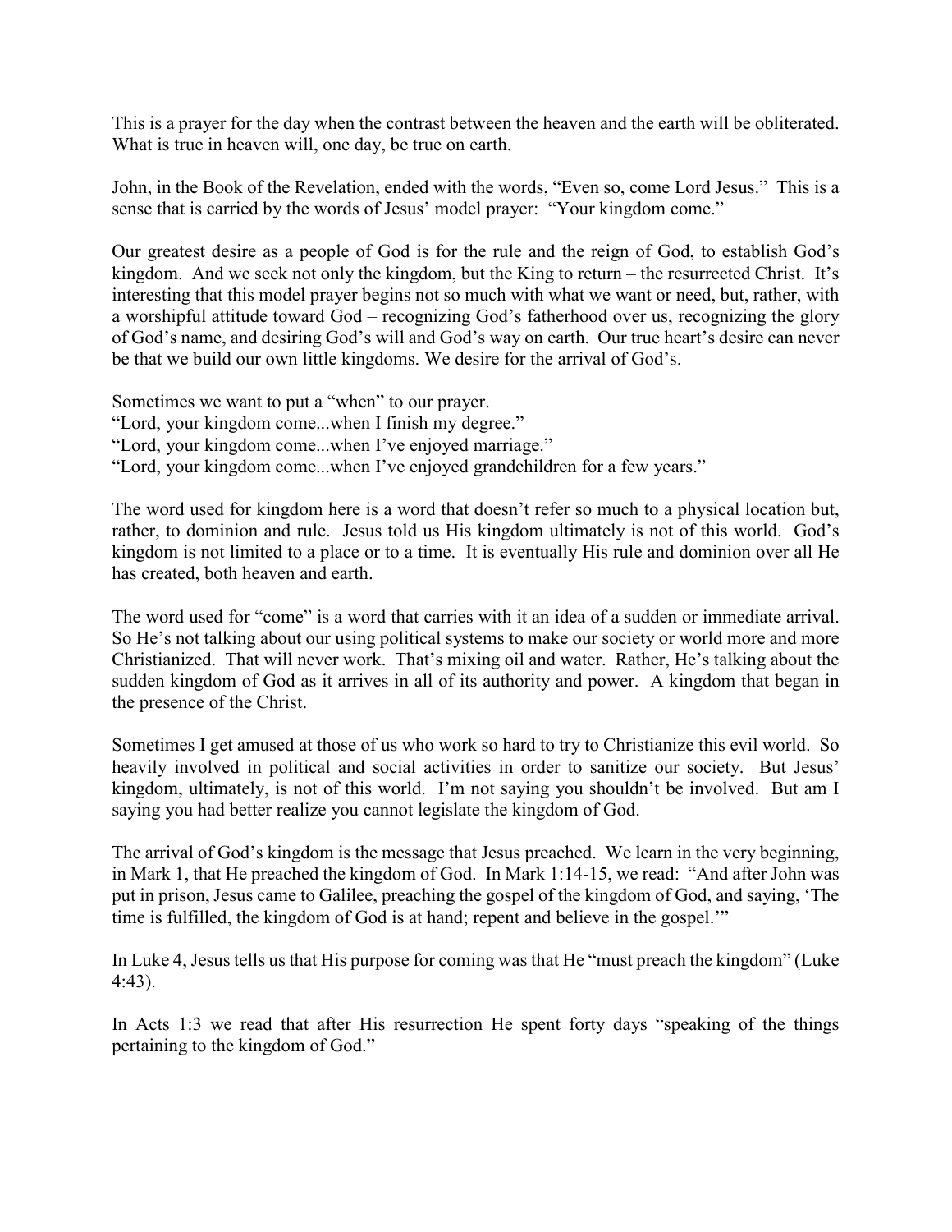This is a prayer for the day when the contrast between the heaven and the earth will be obliterated. What is true in heaven will, one day, be true on earth.

John, in the Book of the Revelation, ended with the words, "Even so, come Lord Jesus." This is a sense that is carried by the words of Jesus' model prayer: "Your kingdom come."

Our greatest desire as a people of God is for the rule and the reign of God, to establish God's kingdom. And we seek not only the kingdom, but the King to return – the resurrected Christ. It's interesting that this model prayer begins not so much with what we want or need, but, rather, with a worshipful attitude toward God – recognizing God's fatherhood over us, recognizing the glory of God's name, and desiring God's will and God's way on earth. Our true heart's desire can never be that we build our own little kingdoms. We desire for the arrival of God's.

Sometimes we want to put a "when" to our prayer.
"Lord, your kingdom come...when I finish my degree."
"Lord, your kingdom come...when I've enjoyed marriage."
"Lord, your kingdom come...when I've enjoyed grandchildren for a few years."

The word used for kingdom here is a word that doesn't refer so much to a physical location but, rather, to dominion and rule. Jesus told us His kingdom ultimately is not of this world. God's kingdom is not limited to a place or to a time. It is eventually His rule and dominion over all He has created, both heaven and earth.

The word used for "come" is a word that carries with it an idea of a sudden or immediate arrival. So He's not talking about our using political systems to make our society or world more and more Christianized. That will never work. That's mixing oil and water. Rather, He's talking about the sudden kingdom of God as it arrives in all of its authority and power. A kingdom that began in the presence of the Christ.

Sometimes I get amused at those of us who work so hard to try to Christianize this evil world. So heavily involved in political and social activities in order to sanitize our society. But Jesus' kingdom, ultimately, is not of this world. I'm not saying you shouldn't be involved. But am I saying you had better realize you cannot legislate the kingdom of God.

The arrival of God's kingdom is the message that Jesus preached. We learn in the very beginning, in Mark 1, that He preached the kingdom of God. In Mark 1:14-15, we read: "And after John was put in prison, Jesus came to Galilee, preaching the gospel of the kingdom of God, and saying, 'The time is fulfilled, the kingdom of God is at hand; repent and believe in the gospel.'"

In Luke 4, Jesus tells us that His purpose for coming was that He "must preach the kingdom" (Luke 4:43).

In Acts 1:3 we read that after His resurrection He spent forty days "speaking of the things pertaining to the kingdom of God."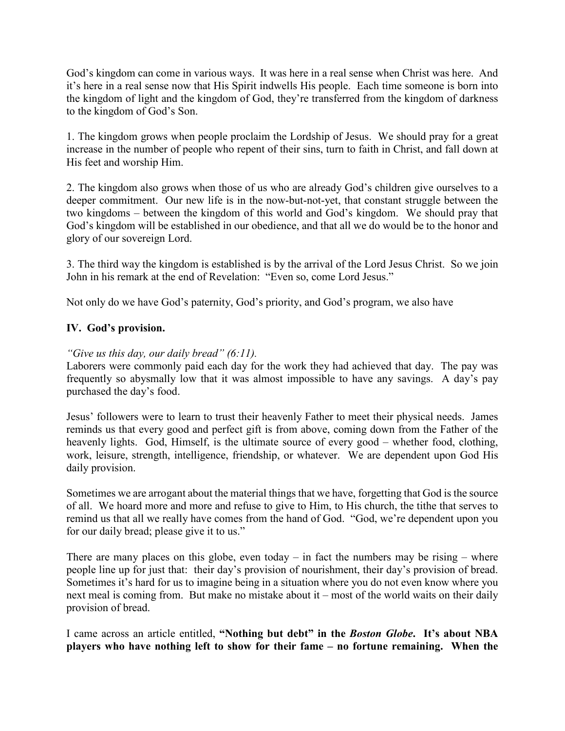God's kingdom can come in various ways. It was here in a real sense when Christ was here. And it's here in a real sense now that His Spirit indwells His people. Each time someone is born into the kingdom of light and the kingdom of God, they're transferred from the kingdom of darkness to the kingdom of God's Son.

1. The kingdom grows when people proclaim the Lordship of Jesus. We should pray for a great increase in the number of people who repent of their sins, turn to faith in Christ, and fall down at His feet and worship Him.

2. The kingdom also grows when those of us who are already God's children give ourselves to a deeper commitment. Our new life is in the now-but-not-yet, that constant struggle between the two kingdoms – between the kingdom of this world and God's kingdom. We should pray that God's kingdom will be established in our obedience, and that all we do would be to the honor and glory of our sovereign Lord.

3. The third way the kingdom is established is by the arrival of the Lord Jesus Christ. So we join John in his remark at the end of Revelation: "Even so, come Lord Jesus."

Not only do we have God's paternity, God's priority, and God's program, we also have

## IV. God's provision.

*"Give us this day, our daily bread" (6:11).*
Laborers were commonly paid each day for the work they had achieved that day. The pay was frequently so abysmally low that it was almost impossible to have any savings. A day's pay purchased the day's food.

Jesus' followers were to learn to trust their heavenly Father to meet their physical needs. James reminds us that every good and perfect gift is from above, coming down from the Father of the heavenly lights. God, Himself, is the ultimate source of every good – whether food, clothing, work, leisure, strength, intelligence, friendship, or whatever. We are dependent upon God His daily provision.

Sometimes we are arrogant about the material things that we have, forgetting that God is the source of all. We hoard more and more and refuse to give to Him, to His church, the tithe that serves to remind us that all we really have comes from the hand of God. "God, we're dependent upon you for our daily bread; please give it to us."

There are many places on this globe, even today – in fact the numbers may be rising – where people line up for just that: their day's provision of nourishment, their day's provision of bread. Sometimes it's hard for us to imagine being in a situation where you do not even know where you next meal is coming from. But make no mistake about it – most of the world waits on their daily provision of bread.

I came across an article entitled, **"Nothing but debt" in the *Boston Globe*. It's about NBA players who have nothing left to show for their fame – no fortune remaining. When the**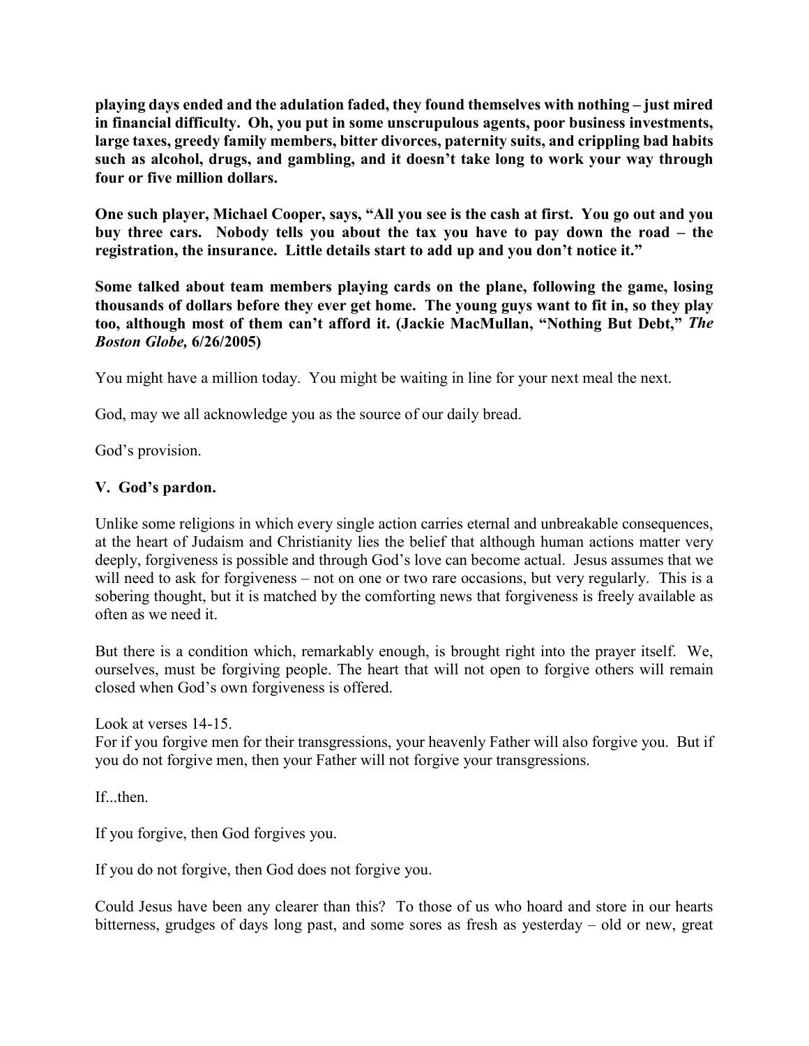**playing days ended and the adulation faded, they found themselves with nothing – just mired in financial difficulty. Oh, you put in some unscrupulous agents, poor business investments, large taxes, greedy family members, bitter divorces, paternity suits, and crippling bad habits such as alcohol, drugs, and gambling, and it doesn't take long to work your way through four or five million dollars.**

**One such player, Michael Cooper, says, "All you see is the cash at first. You go out and you buy three cars. Nobody tells you about the tax you have to pay down the road – the registration, the insurance. Little details start to add up and you don't notice it."**

**Some talked about team members playing cards on the plane, following the game, losing thousands of dollars before they ever get home. The young guys want to fit in, so they play too, although most of them can't afford it. (Jackie MacMullan, "Nothing But Debt,"** ***The Boston Globe,*** **6/26/2005)**

You might have a million today. You might be waiting in line for your next meal the next.

God, may we all acknowledge you as the source of our daily bread.

God's provision.

## V. God's pardon.

Unlike some religions in which every single action carries eternal and unbreakable consequences, at the heart of Judaism and Christianity lies the belief that although human actions matter very deeply, forgiveness is possible and through God's love can become actual. Jesus assumes that we will need to ask for forgiveness – not on one or two rare occasions, but very regularly. This is a sobering thought, but it is matched by the comforting news that forgiveness is freely available as often as we need it.

But there is a condition which, remarkably enough, is brought right into the prayer itself. We, ourselves, must be forgiving people. The heart that will not open to forgive others will remain closed when God's own forgiveness is offered.

Look at verses 14-15.
For if you forgive men for their transgressions, your heavenly Father will also forgive you. But if you do not forgive men, then your Father will not forgive your transgressions.

If...then.

If you forgive, then God forgives you.

If you do not forgive, then God does not forgive you.

Could Jesus have been any clearer than this? To those of us who hoard and store in our hearts bitterness, grudges of days long past, and some sores as fresh as yesterday – old or new, great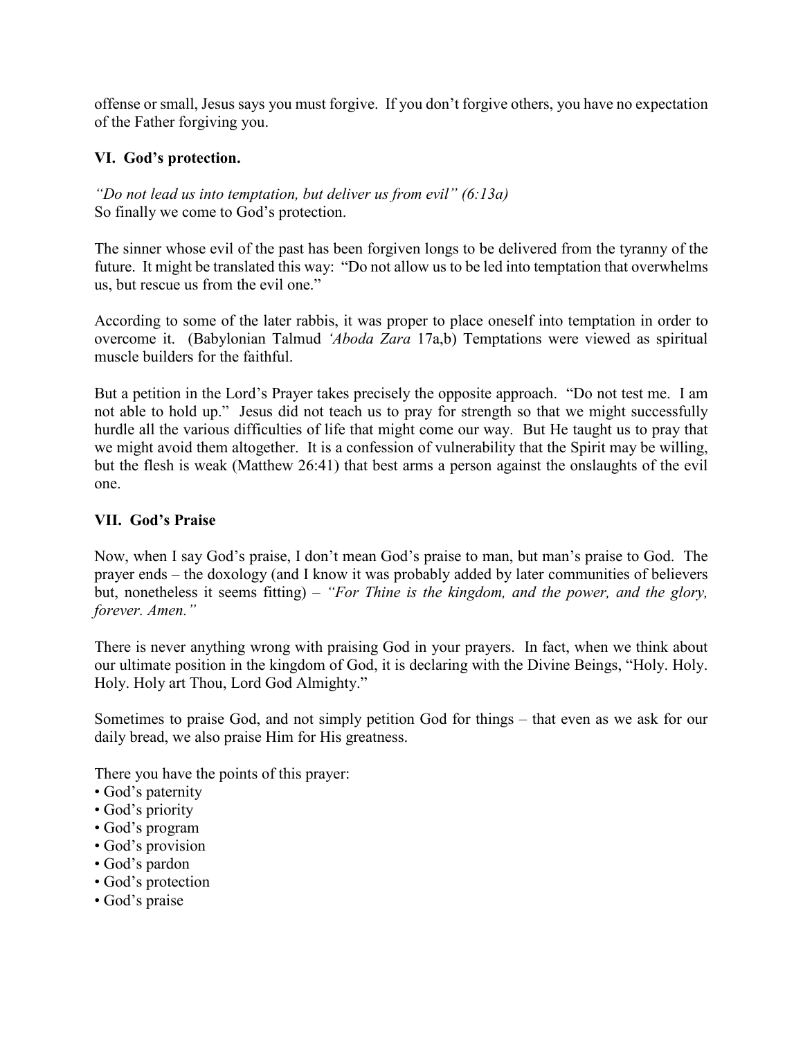offense or small, Jesus says you must forgive. If you don't forgive others, you have no expectation of the Father forgiving you.

### VI. God's protection.

*"Do not lead us into temptation, but deliver us from evil" (6:13a)*
So finally we come to God's protection.

The sinner whose evil of the past has been forgiven longs to be delivered from the tyranny of the future. It might be translated this way: "Do not allow us to be led into temptation that overwhelms us, but rescue us from the evil one."

According to some of the later rabbis, it was proper to place oneself into temptation in order to overcome it. (Babylonian Talmud *'Aboda Zara* 17a,b) Temptations were viewed as spiritual muscle builders for the faithful.

But a petition in the Lord's Prayer takes precisely the opposite approach. "Do not test me. I am not able to hold up." Jesus did not teach us to pray for strength so that we might successfully hurdle all the various difficulties of life that might come our way. But He taught us to pray that we might avoid them altogether. It is a confession of vulnerability that the Spirit may be willing, but the flesh is weak (Matthew 26:41) that best arms a person against the onslaughts of the evil one.

### VII. God's Praise

Now, when I say God's praise, I don't mean God's praise to man, but man's praise to God. The prayer ends – the doxology (and I know it was probably added by later communities of believers but, nonetheless it seems fitting) – *"For Thine is the kingdom, and the power, and the glory, forever. Amen."*

There is never anything wrong with praising God in your prayers. In fact, when we think about our ultimate position in the kingdom of God, it is declaring with the Divine Beings, "Holy. Holy. Holy. Holy art Thou, Lord God Almighty."

Sometimes to praise God, and not simply petition God for things – that even as we ask for our daily bread, we also praise Him for His greatness.

There you have the points of this prayer:

- God's paternity
- God's priority
- God's program
- God's provision
- God's pardon
- God's protection
- God's praise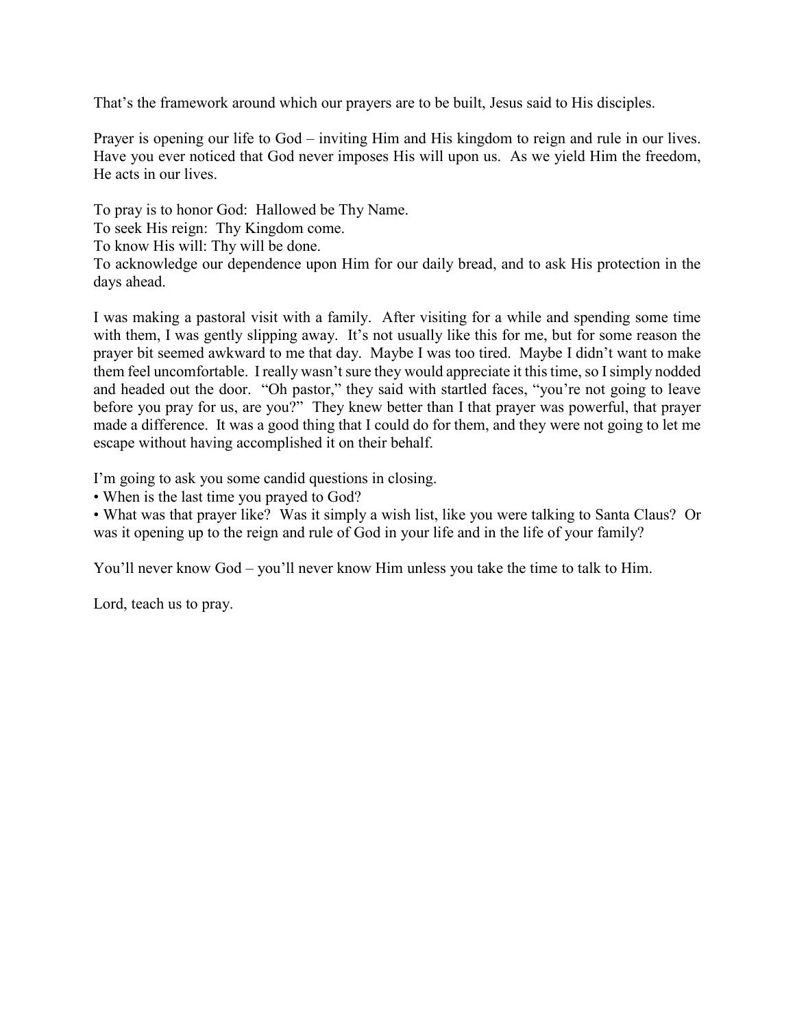That's the framework around which our prayers are to be built, Jesus said to His disciples.

Prayer is opening our life to God – inviting Him and His kingdom to reign and rule in our lives. Have you ever noticed that God never imposes His will upon us. As we yield Him the freedom, He acts in our lives.

To pray is to honor God: Hallowed be Thy Name.
To seek His reign: Thy Kingdom come.
To know His will: Thy will be done.
To acknowledge our dependence upon Him for our daily bread, and to ask His protection in the days ahead.

I was making a pastoral visit with a family. After visiting for a while and spending some time with them, I was gently slipping away. It's not usually like this for me, but for some reason the prayer bit seemed awkward to me that day. Maybe I was too tired. Maybe I didn't want to make them feel uncomfortable. I really wasn't sure they would appreciate it this time, so I simply nodded and headed out the door. "Oh pastor," they said with startled faces, "you're not going to leave before you pray for us, are you?" They knew better than I that prayer was powerful, that prayer made a difference. It was a good thing that I could do for them, and they were not going to let me escape without having accomplished it on their behalf.

I'm going to ask you some candid questions in closing.

- When is the last time you prayed to God?
- What was that prayer like? Was it simply a wish list, like you were talking to Santa Claus? Or was it opening up to the reign and rule of God in your life and in the life of your family?

You'll never know God – you'll never know Him unless you take the time to talk to Him.

Lord, teach us to pray.